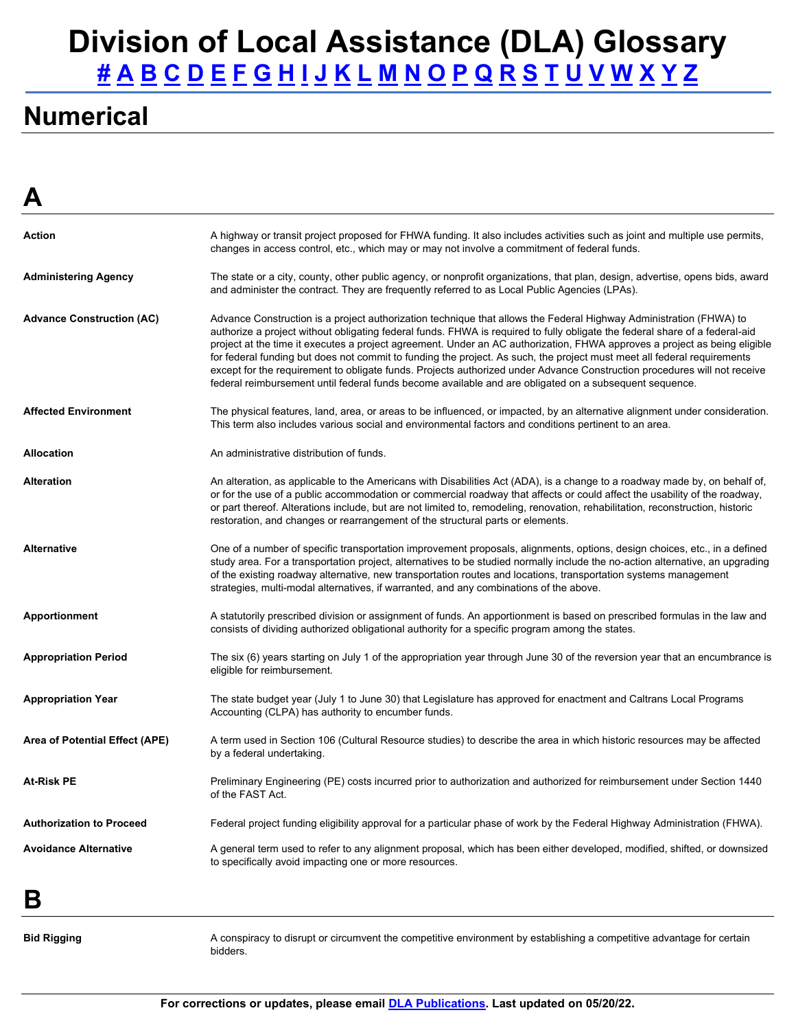# Division of Local Assistance (DLA) Glossary

# A B C D E F G H I J K L M N O P Q R S T U V W X Y Z

## Numerical

## A

| | |
|---|---|
| **Action** | A highway or transit project proposed for FHWA funding. It also includes activities such as joint and multiple use permits, changes in access control, etc., which may or may not involve a commitment of federal funds. |
| **Administering Agency** | The state or a city, county, other public agency, or nonprofit organizations, that plan, design, advertise, opens bids, award and administer the contract. They are frequently referred to as Local Public Agencies (LPAs). |
| **Advance Construction (AC)** | Advance Construction is a project authorization technique that allows the Federal Highway Administration (FHWA) to authorize a project without obligating federal funds. FHWA is required to fully obligate the federal share of a federal-aid project at the time it executes a project agreement. Under an AC authorization, FHWA approves a project as being eligible for federal funding but does not commit to funding the project. As such, the project must meet all federal requirements except for the requirement to obligate funds. Projects authorized under Advance Construction procedures will not receive federal reimbursement until federal funds become available and are obligated on a subsequent sequence. |
| **Affected Environment** | The physical features, land, area, or areas to be influenced, or impacted, by an alternative alignment under consideration. This term also includes various social and environmental factors and conditions pertinent to an area. |
| **Allocation** | An administrative distribution of funds. |
| **Alteration** | An alteration, as applicable to the Americans with Disabilities Act (ADA), is a change to a roadway made by, on behalf of, or for the use of a public accommodation or commercial roadway that affects or could affect the usability of the roadway, or part thereof. Alterations include, but are not limited to, remodeling, renovation, rehabilitation, reconstruction, historic restoration, and changes or rearrangement of the structural parts or elements. |
| **Alternative** | One of a number of specific transportation improvement proposals, alignments, options, design choices, etc., in a defined study area. For a transportation project, alternatives to be studied normally include the no-action alternative, an upgrading of the existing roadway alternative, new transportation routes and locations, transportation systems management strategies, multi-modal alternatives, if warranted, and any combinations of the above. |
| **Apportionment** | A statutorily prescribed division or assignment of funds. An apportionment is based on prescribed formulas in the law and consists of dividing authorized obligational authority for a specific program among the states. |
| **Appropriation Period** | The six (6) years starting on July 1 of the appropriation year through June 30 of the reversion year that an encumbrance is eligible for reimbursement. |
| **Appropriation Year** | The state budget year (July 1 to June 30) that Legislature has approved for enactment and Caltrans Local Programs Accounting (CLPA) has authority to encumber funds. |
| **Area of Potential Effect (APE)** | A term used in Section 106 (Cultural Resource studies) to describe the area in which historic resources may be affected by a federal undertaking. |
| **At-Risk PE** | Preliminary Engineering (PE) costs incurred prior to authorization and authorized for reimbursement under Section 1440 of the FAST Act. |
| **Authorization to Proceed** | Federal project funding eligibility approval for a particular phase of work by the Federal Highway Administration (FHWA). |
| **Avoidance Alternative** | A general term used to refer to any alignment proposal, which has been either developed, modified, shifted, or downsized to specifically avoid impacting one or more resources. |

## B

| | |
|---|---|
| **Bid Rigging** | A conspiracy to disrupt or circumvent the competitive environment by establishing a competitive advantage for certain bidders. |

For corrections or updates, please email DLA Publications. Last updated on 05/20/22.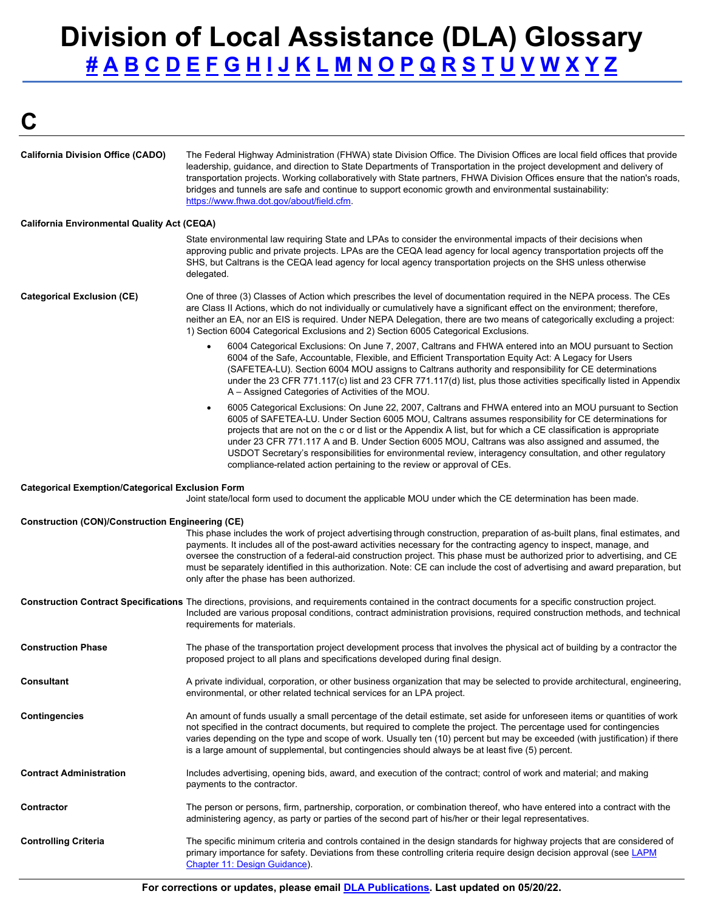# Division of Local Assistance (DLA) Glossary

[#](#) [A](#) [B](#) [C](#) [D](#) [E](#) [F](#) [G](#) [H](#) [I](#) [J](#) [K](#) [L](#) [M](#) [N](#) [O](#) [P](#) [Q](#) [R](#) [S](#) [T](#) [U](#) [V](#) [W](#) [X](#) [Y](#) [Z](#)

## C

**California Division Office (CADO)**
The Federal Highway Administration (FHWA) state Division Office. The Division Offices are local field offices that provide leadership, guidance, and direction to State Departments of Transportation in the project development and delivery of transportation projects. Working collaboratively with State partners, FHWA Division Offices ensure that the nation's roads, bridges and tunnels are safe and continue to support economic growth and environmental sustainability: https://www.fhwa.dot.gov/about/field.cfm.

**California Environmental Quality Act (CEQA)**
State environmental law requiring State and LPAs to consider the environmental impacts of their decisions when approving public and private projects. LPAs are the CEQA lead agency for local agency transportation projects off the SHS, but Caltrans is the CEQA lead agency for local agency transportation projects on the SHS unless otherwise delegated.

**Categorical Exclusion (CE)**
One of three (3) Classes of Action which prescribes the level of documentation required in the NEPA process. The CEs are Class II Actions, which do not individually or cumulatively have a significant effect on the environment; therefore, neither an EA, nor an EIS is required. Under NEPA Delegation, there are two means of categorically excluding a project: 1) Section 6004 Categorical Exclusions and 2) Section 6005 Categorical Exclusions.

- 6004 Categorical Exclusions: On June 7, 2007, Caltrans and FHWA entered into an MOU pursuant to Section 6004 of the Safe, Accountable, Flexible, and Efficient Transportation Equity Act: A Legacy for Users (SAFETEA-LU). Section 6004 MOU assigns to Caltrans authority and responsibility for CE determinations under the 23 CFR 771.117(c) list and 23 CFR 771.117(d) list, plus those activities specifically listed in Appendix A – Assigned Categories of Activities of the MOU.
- 6005 Categorical Exclusions: On June 22, 2007, Caltrans and FHWA entered into an MOU pursuant to Section 6005 of SAFETEA-LU. Under Section 6005 MOU, Caltrans assumes responsibility for CE determinations for projects that are not on the c or d list or the Appendix A list, but for which a CE classification is appropriate under 23 CFR 771.117 A and B. Under Section 6005 MOU, Caltrans was also assigned and assumed, the USDOT Secretary's responsibilities for environmental review, interagency consultation, and other regulatory compliance-related action pertaining to the review or approval of CEs.

**Categorical Exemption/Categorical Exclusion Form**
Joint state/local form used to document the applicable MOU under which the CE determination has been made.

**Construction (CON)/Construction Engineering (CE)**
This phase includes the work of project advertising through construction, preparation of as-built plans, final estimates, and payments. It includes all of the post-award activities necessary for the contracting agency to inspect, manage, and oversee the construction of a federal-aid construction project. This phase must be authorized prior to advertising, and CE must be separately identified in this authorization. Note: CE can include the cost of advertising and award preparation, but only after the phase has been authorized.

**Construction Contract Specifications**
The directions, provisions, and requirements contained in the contract documents for a specific construction project. Included are various proposal conditions, contract administration provisions, required construction methods, and technical requirements for materials.

**Construction Phase**
The phase of the transportation project development process that involves the physical act of building by a contractor the proposed project to all plans and specifications developed during final design.

**Consultant**
A private individual, corporation, or other business organization that may be selected to provide architectural, engineering, environmental, or other related technical services for an LPA project.

**Contingencies**
An amount of funds usually a small percentage of the detail estimate, set aside for unforeseen items or quantities of work not specified in the contract documents, but required to complete the project. The percentage used for contingencies varies depending on the type and scope of work. Usually ten (10) percent but may be exceeded (with justification) if there is a large amount of supplemental, but contingencies should always be at least five (5) percent.

**Contract Administration**
Includes advertising, opening bids, award, and execution of the contract; control of work and material; and making payments to the contractor.

**Contractor**
The person or persons, firm, partnership, corporation, or combination thereof, who have entered into a contract with the administering agency, as party or parties of the second part of his/her or their legal representatives.

**Controlling Criteria**
The specific minimum criteria and controls contained in the design standards for highway projects that are considered of primary importance for safety. Deviations from these controlling criteria require design decision approval (see [LAPM Chapter 11: Design Guidance](#)).

For corrections or updates, please email [DLA Publications](#). Last updated on 05/20/22.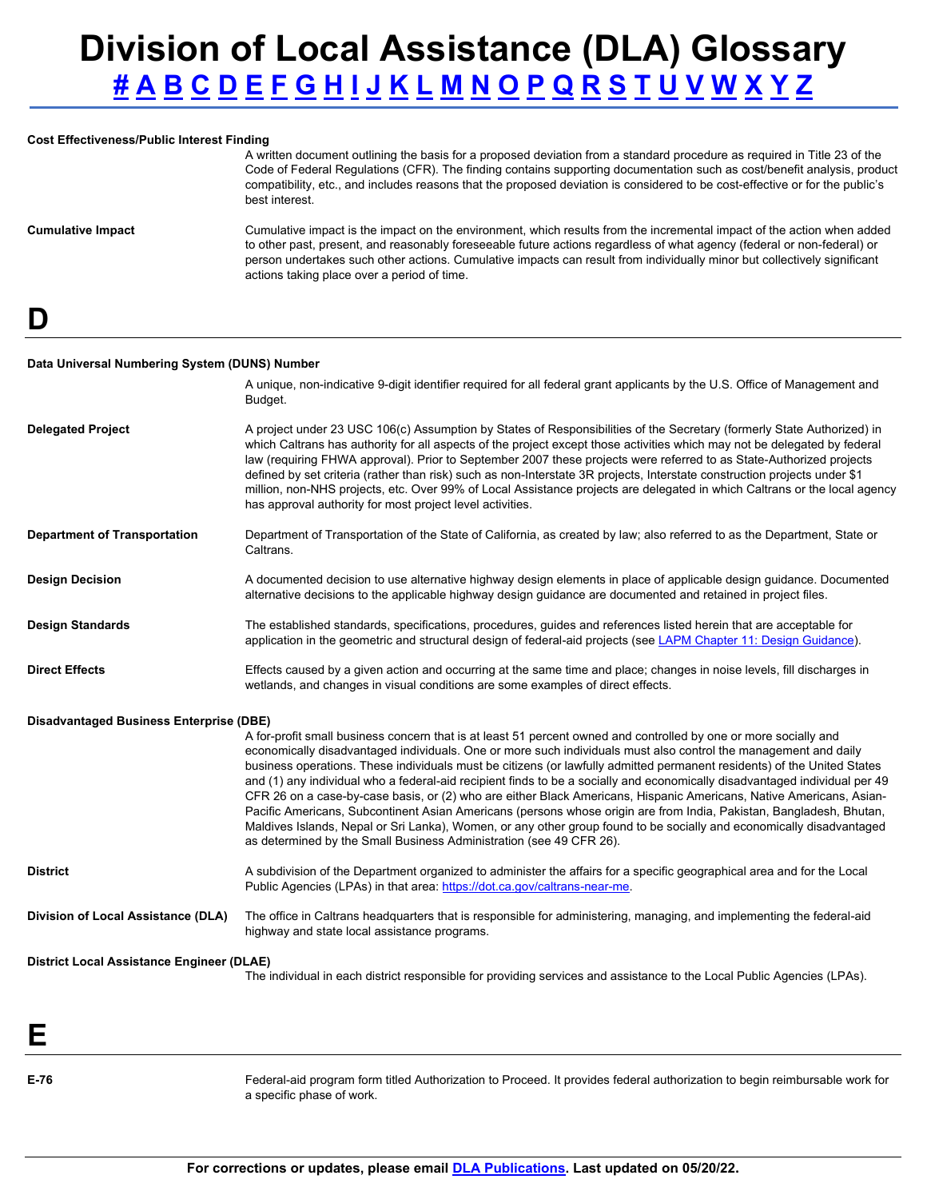# Division of Local Assistance (DLA) Glossary

[#](#) [A](#) [B](#) [C](#) [D](#) [E](#) [F](#) [G](#) [H](#) [I](#) [J](#) [K](#) [L](#) [M](#) [N](#) [O](#) [P](#) [Q](#) [R](#) [S](#) [T](#) [U](#) [V](#) [W](#) [X](#) [Y](#) [Z](#)

**Cost Effectiveness/Public Interest Finding**

A written document outlining the basis for a proposed deviation from a standard procedure as required in Title 23 of the Code of Federal Regulations (CFR). The finding contains supporting documentation such as cost/benefit analysis, product compatibility, etc., and includes reasons that the proposed deviation is considered to be cost-effective or for the public's best interest.

**Cumulative Impact**

Cumulative impact is the impact on the environment, which results from the incremental impact of the action when added to other past, present, and reasonably foreseeable future actions regardless of what agency (federal or non-federal) or person undertakes such other actions. Cumulative impacts can result from individually minor but collectively significant actions taking place over a period of time.

## D

**Data Universal Numbering System (DUNS) Number**

A unique, non-indicative 9-digit identifier required for all federal grant applicants by the U.S. Office of Management and Budget.

**Delegated Project**

A project under 23 USC 106(c) Assumption by States of Responsibilities of the Secretary (formerly State Authorized) in which Caltrans has authority for all aspects of the project except those activities which may not be delegated by federal law (requiring FHWA approval). Prior to September 2007 these projects were referred to as State-Authorized projects defined by set criteria (rather than risk) such as non-Interstate 3R projects, Interstate construction projects under $1 million, non-NHS projects, etc. Over 99% of Local Assistance projects are delegated in which Caltrans or the local agency has approval authority for most project level activities.

**Department of Transportation**

Department of Transportation of the State of California, as created by law; also referred to as the Department, State or Caltrans.

**Design Decision**

A documented decision to use alternative highway design elements in place of applicable design guidance. Documented alternative decisions to the applicable highway design guidance are documented and retained in project files.

**Design Standards**

The established standards, specifications, procedures, guides and references listed herein that are acceptable for application in the geometric and structural design of federal-aid projects (see [LAPM Chapter 11: Design Guidance](#)).

**Direct Effects**

Effects caused by a given action and occurring at the same time and place; changes in noise levels, fill discharges in wetlands, and changes in visual conditions are some examples of direct effects.

**Disadvantaged Business Enterprise (DBE)**

A for-profit small business concern that is at least 51 percent owned and controlled by one or more socially and economically disadvantaged individuals. One or more such individuals must also control the management and daily business operations. These individuals must be citizens (or lawfully admitted permanent residents) of the United States and (1) any individual who a federal-aid recipient finds to be a socially and economically disadvantaged individual per 49 CFR 26 on a case-by-case basis, or (2) who are either Black Americans, Hispanic Americans, Native Americans, Asian-Pacific Americans, Subcontinent Asian Americans (persons whose origin are from India, Pakistan, Bangladesh, Bhutan, Maldives Islands, Nepal or Sri Lanka), Women, or any other group found to be socially and economically disadvantaged as determined by the Small Business Administration (see 49 CFR 26).

**District**

A subdivision of the Department organized to administer the affairs for a specific geographical area and for the Local Public Agencies (LPAs) in that area: [https://dot.ca.gov/caltrans-near-me](https://dot.ca.gov/caltrans-near-me).

**Division of Local Assistance (DLA)**

The office in Caltrans headquarters that is responsible for administering, managing, and implementing the federal-aid highway and state local assistance programs.

**District Local Assistance Engineer (DLAE)**

The individual in each district responsible for providing services and assistance to the Local Public Agencies (LPAs).

## E

**E-76**

Federal-aid program form titled Authorization to Proceed. It provides federal authorization to begin reimbursable work for a specific phase of work.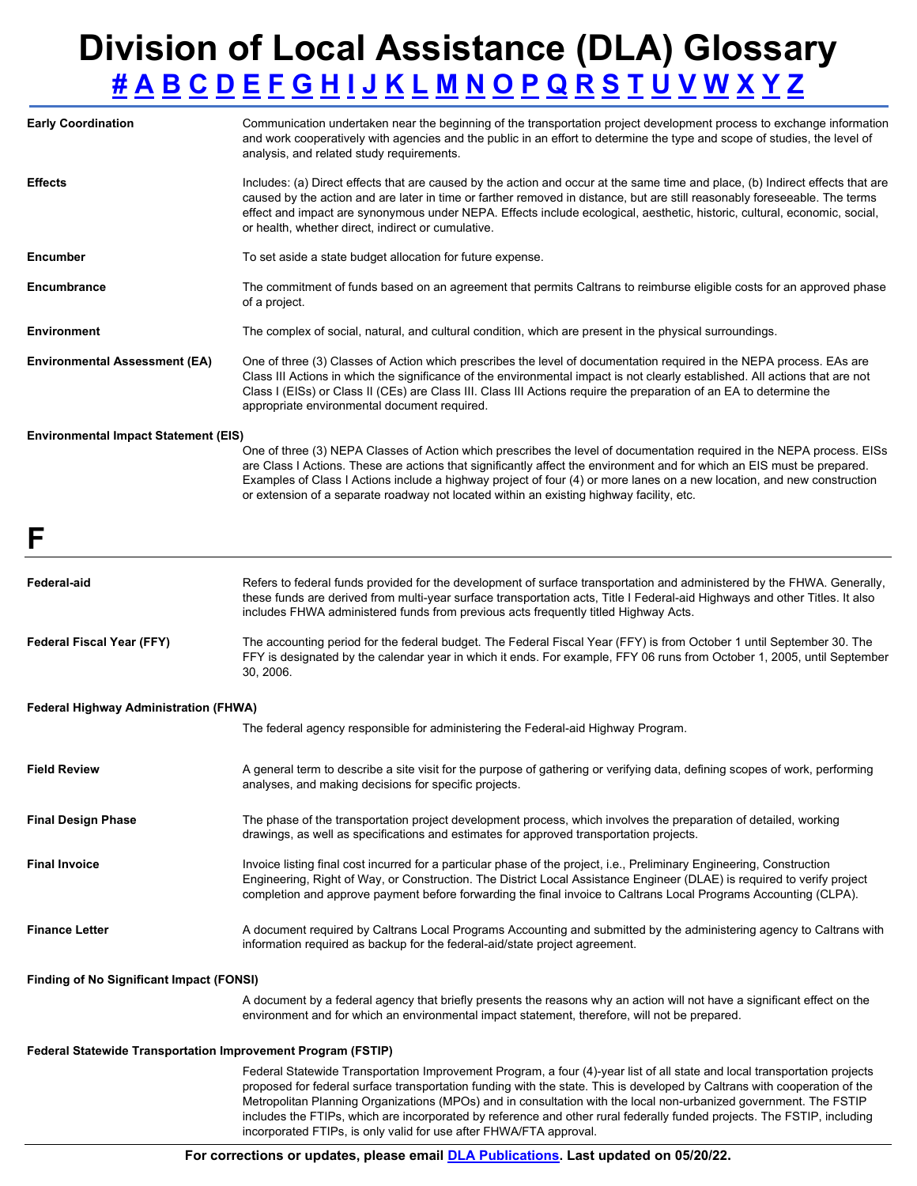# Division of Local Assistance (DLA) Glossary

# A B C D E F G H I J K L M N O P Q R S T U V W X Y Z

| | |
|---|---|
| **Early Coordination** | Communication undertaken near the beginning of the transportation project development process to exchange information and work cooperatively with agencies and the public in an effort to determine the type and scope of studies, the level of analysis, and related study requirements. |
| **Effects** | Includes: (a) Direct effects that are caused by the action and occur at the same time and place, (b) Indirect effects that are caused by the action and are later in time or farther removed in distance, but are still reasonably foreseeable. The terms effect and impact are synonymous under NEPA. Effects include ecological, aesthetic, historic, cultural, economic, social, or health, whether direct, indirect or cumulative. |
| **Encumber** | To set aside a state budget allocation for future expense. |
| **Encumbrance** | The commitment of funds based on an agreement that permits Caltrans to reimburse eligible costs for an approved phase of a project. |
| **Environment** | The complex of social, natural, and cultural condition, which are present in the physical surroundings. |
| **Environmental Assessment (EA)** | One of three (3) Classes of Action which prescribes the level of documentation required in the NEPA process. EAs are Class III Actions in which the significance of the environmental impact is not clearly established. All actions that are not Class I (EISs) or Class II (CEs) are Class III. Class III Actions require the preparation of an EA to determine the appropriate environmental document required. |
| **Environmental Impact Statement (EIS)** | One of three (3) NEPA Classes of Action which prescribes the level of documentation required in the NEPA process. EISs are Class I Actions. These are actions that significantly affect the environment and for which an EIS must be prepared. Examples of Class I Actions include a highway project of four (4) or more lanes on a new location, and new construction or extension of a separate roadway not located within an existing highway facility, etc. |

# F

| | |
|---|---|
| **Federal-aid** | Refers to federal funds provided for the development of surface transportation and administered by the FHWA. Generally, these funds are derived from multi-year surface transportation acts, Title I Federal-aid Highways and other Titles. It also includes FHWA administered funds from previous acts frequently titled Highway Acts. |
| **Federal Fiscal Year (FFY)** | The accounting period for the federal budget. The Federal Fiscal Year (FFY) is from October 1 until September 30. The FFY is designated by the calendar year in which it ends. For example, FFY 06 runs from October 1, 2005, until September 30, 2006. |
| **Federal Highway Administration (FHWA)** | The federal agency responsible for administering the Federal-aid Highway Program. |
| **Field Review** | A general term to describe a site visit for the purpose of gathering or verifying data, defining scopes of work, performing analyses, and making decisions for specific projects. |
| **Final Design Phase** | The phase of the transportation project development process, which involves the preparation of detailed, working drawings, as well as specifications and estimates for approved transportation projects. |
| **Final Invoice** | Invoice listing final cost incurred for a particular phase of the project, i.e., Preliminary Engineering, Construction Engineering, Right of Way, or Construction. The District Local Assistance Engineer (DLAE) is required to verify project completion and approve payment before forwarding the final invoice to Caltrans Local Programs Accounting (CLPA). |
| **Finance Letter** | A document required by Caltrans Local Programs Accounting and submitted by the administering agency to Caltrans with information required as backup for the federal-aid/state project agreement. |
| **Finding of No Significant Impact (FONSI)** | A document by a federal agency that briefly presents the reasons why an action will not have a significant effect on the environment and for which an environmental impact statement, therefore, will not be prepared. |
| **Federal Statewide Transportation Improvement Program (FSTIP)** | Federal Statewide Transportation Improvement Program, a four (4)-year list of all state and local transportation projects proposed for federal surface transportation funding with the state. This is developed by Caltrans with cooperation of the Metropolitan Planning Organizations (MPOs) and in consultation with the local non-urbanized government. The FSTIP includes the FTIPs, which are incorporated by reference and other rural federally funded projects. The FSTIP, including incorporated FTIPs, is only valid for use after FHWA/FTA approval. |

For corrections or updates, please email DLA Publications. Last updated on 05/20/22.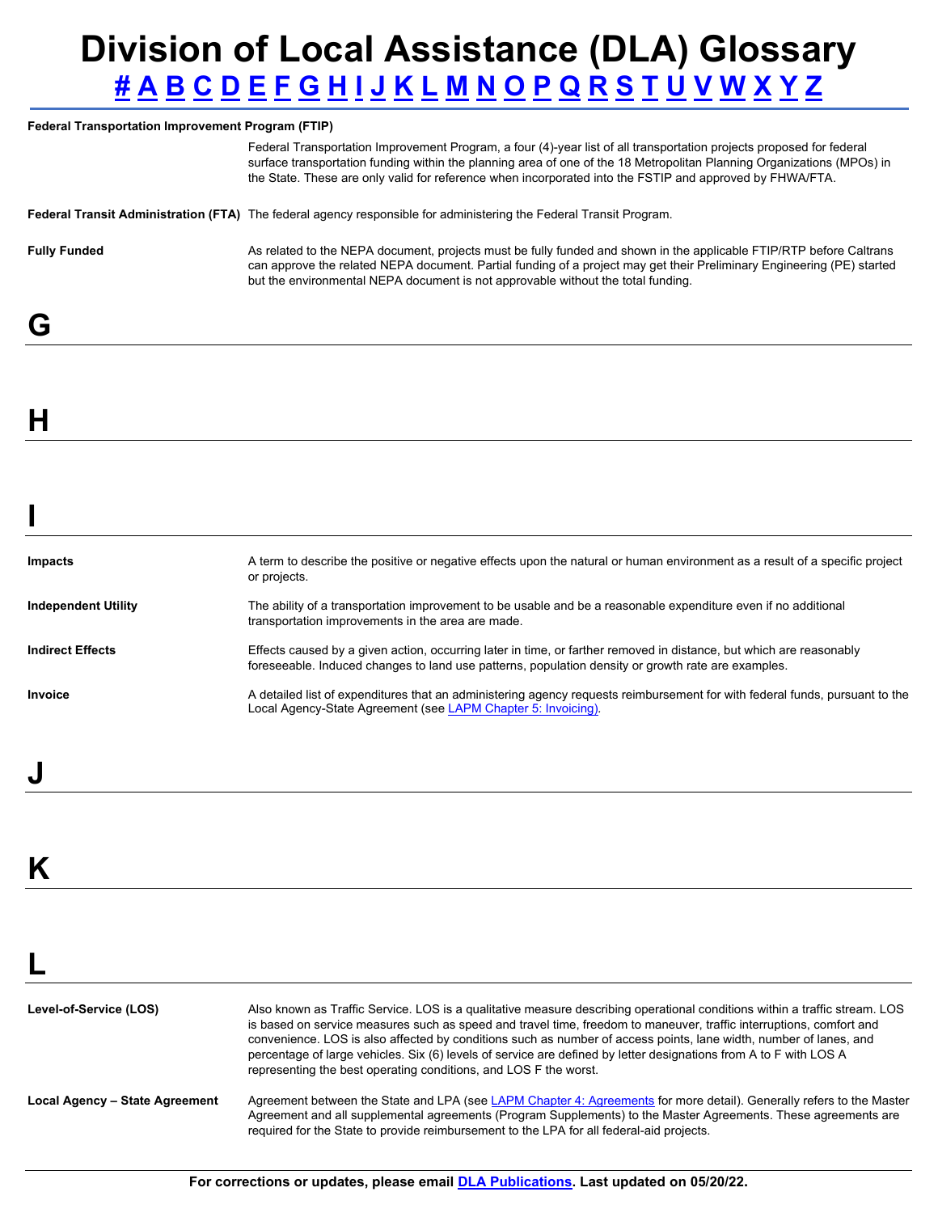# Division of Local Assistance (DLA) Glossary

[#](#) [A](#) [B](#) [C](#) [D](#) [E](#) [F](#) [G](#) [H](#) [I](#) [J](#) [K](#) [L](#) [M](#) [N](#) [O](#) [P](#) [Q](#) [R](#) [S](#) [T](#) [U](#) [V](#) [W](#) [X](#) [Y](#) [Z](#)

| Term | Definition |
|---|---|
| **Federal Transportation Improvement Program (FTIP)** | Federal Transportation Improvement Program, a four (4)-year list of all transportation projects proposed for federal surface transportation funding within the planning area of one of the 18 Metropolitan Planning Organizations (MPOs) in the State. These are only valid for reference when incorporated into the FSTIP and approved by FHWA/FTA. |
| **Federal Transit Administration (FTA)** | The federal agency responsible for administering the Federal Transit Program. |
| **Fully Funded** | As related to the NEPA document, projects must be fully funded and shown in the applicable FTIP/RTP before Caltrans can approve the related NEPA document. Partial funding of a project may get their Preliminary Engineering (PE) started but the environmental NEPA document is not approvable without the total funding. |

## G

## H

## I

| Term | Definition |
|---|---|
| **Impacts** | A term to describe the positive or negative effects upon the natural or human environment as a result of a specific project or projects. |
| **Independent Utility** | The ability of a transportation improvement to be usable and be a reasonable expenditure even if no additional transportation improvements in the area are made. |
| **Indirect Effects** | Effects caused by a given action, occurring later in time, or farther removed in distance, but which are reasonably foreseeable. Induced changes to land use patterns, population density or growth rate are examples. |
| **Invoice** | A detailed list of expenditures that an administering agency requests reimbursement for with federal funds, pursuant to the Local Agency-State Agreement (see [LAPM Chapter 5: Invoicing)](#). |

## J

## K

## L

| Term | Definition |
|---|---|
| **Level-of-Service (LOS)** | Also known as Traffic Service. LOS is a qualitative measure describing operational conditions within a traffic stream. LOS is based on service measures such as speed and travel time, freedom to maneuver, traffic interruptions, comfort and convenience. LOS is also affected by conditions such as number of access points, lane width, number of lanes, and percentage of large vehicles. Six (6) levels of service are defined by letter designations from A to F with LOS A representing the best operating conditions, and LOS F the worst. |
| **Local Agency – State Agreement** | Agreement between the State and LPA (see [LAPM Chapter 4: Agreements](#) for more detail). Generally refers to the Master Agreement and all supplemental agreements (Program Supplements) to the Master Agreements. These agreements are required for the State to provide reimbursement to the LPA for all federal-aid projects. |

**For corrections or updates, please email [DLA Publications](#). Last updated on 05/20/22.**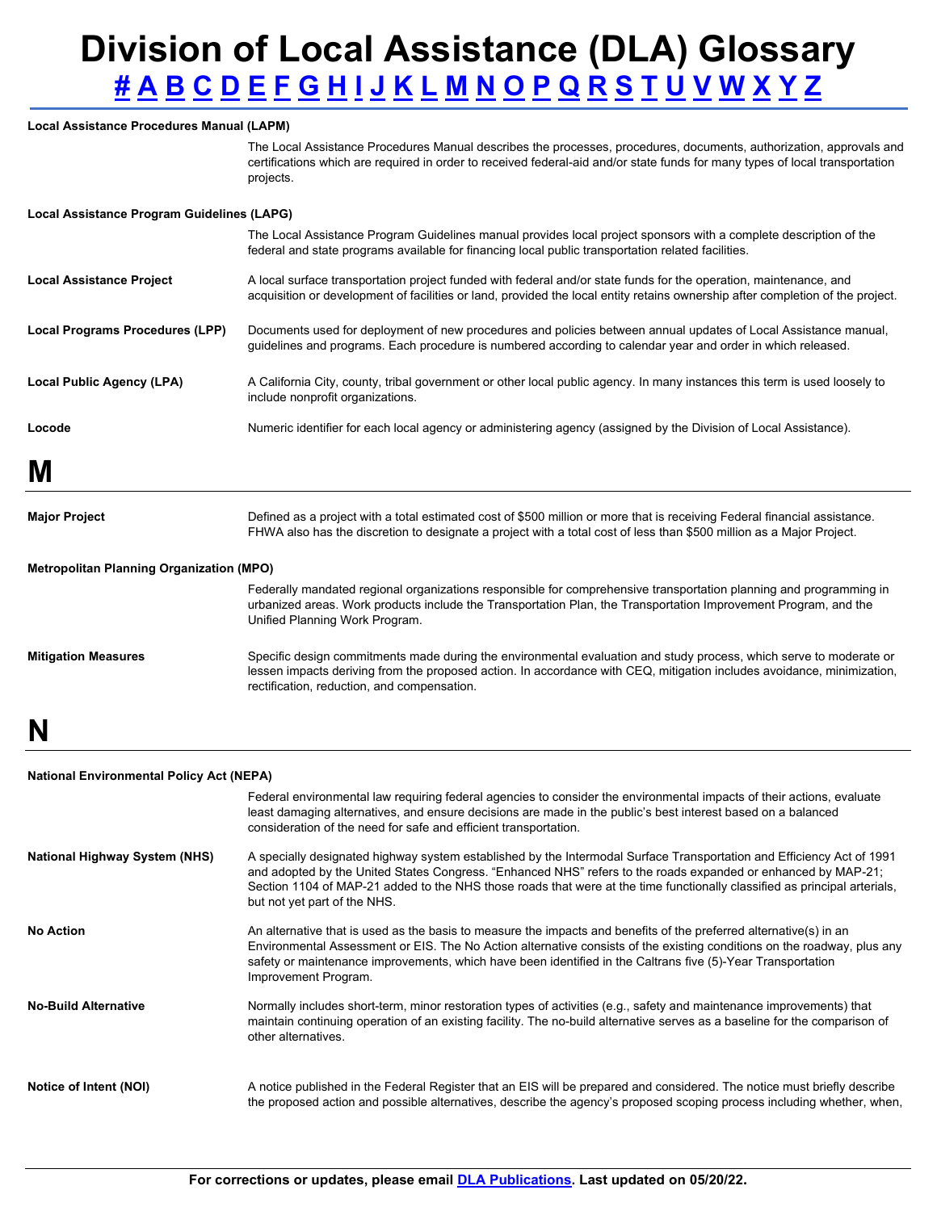# Division of Local Assistance (DLA) Glossary

**# A B C D E F G H I J K L M N O P Q R S T U V W X Y Z**

**Local Assistance Procedures Manual (LAPM)**

The Local Assistance Procedures Manual describes the processes, procedures, documents, authorization, approvals and certifications which are required in order to received federal-aid and/or state funds for many types of local transportation projects.

**Local Assistance Program Guidelines (LAPG)**

The Local Assistance Program Guidelines manual provides local project sponsors with a complete description of the federal and state programs available for financing local public transportation related facilities.

**Local Assistance Project**

A local surface transportation project funded with federal and/or state funds for the operation, maintenance, and acquisition or development of facilities or land, provided the local entity retains ownership after completion of the project.

**Local Programs Procedures (LPP)**

Documents used for deployment of new procedures and policies between annual updates of Local Assistance manual, guidelines and programs. Each procedure is numbered according to calendar year and order in which released.

**Local Public Agency (LPA)**

A California City, county, tribal government or other local public agency. In many instances this term is used loosely to include nonprofit organizations.

**Locode**

Numeric identifier for each local agency or administering agency (assigned by the Division of Local Assistance).

# M

**Major Project**

Defined as a project with a total estimated cost of $500 million or more that is receiving Federal financial assistance. FHWA also has the discretion to designate a project with a total cost of less than $500 million as a Major Project.

**Metropolitan Planning Organization (MPO)**

Federally mandated regional organizations responsible for comprehensive transportation planning and programming in urbanized areas. Work products include the Transportation Plan, the Transportation Improvement Program, and the Unified Planning Work Program.

**Mitigation Measures**

Specific design commitments made during the environmental evaluation and study process, which serve to moderate or lessen impacts deriving from the proposed action. In accordance with CEQ, mitigation includes avoidance, minimization, rectification, reduction, and compensation.

# N

**National Environmental Policy Act (NEPA)**

Federal environmental law requiring federal agencies to consider the environmental impacts of their actions, evaluate least damaging alternatives, and ensure decisions are made in the public's best interest based on a balanced consideration of the need for safe and efficient transportation.

**National Highway System (NHS)**

A specially designated highway system established by the Intermodal Surface Transportation and Efficiency Act of 1991 and adopted by the United States Congress. "Enhanced NHS" refers to the roads expanded or enhanced by MAP-21; Section 1104 of MAP-21 added to the NHS those roads that were at the time functionally classified as principal arterials, but not yet part of the NHS.

**No Action**

An alternative that is used as the basis to measure the impacts and benefits of the preferred alternative(s) in an Environmental Assessment or EIS. The No Action alternative consists of the existing conditions on the roadway, plus any safety or maintenance improvements, which have been identified in the Caltrans five (5)-Year Transportation Improvement Program.

**No-Build Alternative**

Normally includes short-term, minor restoration types of activities (e.g., safety and maintenance improvements) that maintain continuing operation of an existing facility. The no-build alternative serves as a baseline for the comparison of other alternatives.

**Notice of Intent (NOI)**

A notice published in the Federal Register that an EIS will be prepared and considered. The notice must briefly describe the proposed action and possible alternatives, describe the agency's proposed scoping process including whether, when,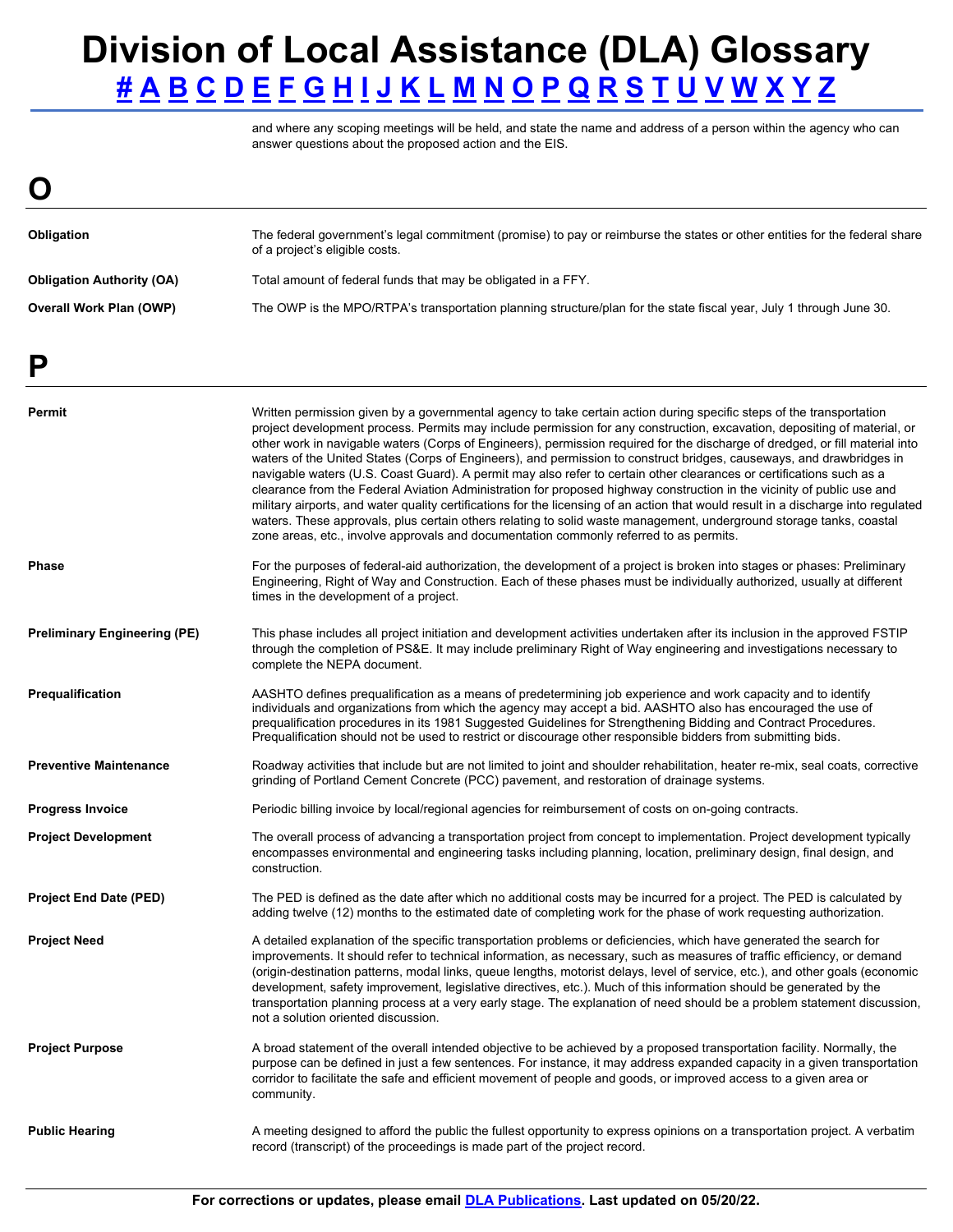and where any scoping meetings will be held, and state the name and address of a person within the agency who can answer questions about the proposed action and the EIS.

# O

| | |
|---|---|
| **Obligation** | The federal government's legal commitment (promise) to pay or reimburse the states or other entities for the federal share of a project's eligible costs. |
| **Obligation Authority (OA)** | Total amount of federal funds that may be obligated in a FFY. |
| **Overall Work Plan (OWP)** | The OWP is the MPO/RTPA's transportation planning structure/plan for the state fiscal year, July 1 through June 30. |

# P

| | |
|---|---|
| **Permit** | Written permission given by a governmental agency to take certain action during specific steps of the transportation project development process. Permits may include permission for any construction, excavation, depositing of material, or other work in navigable waters (Corps of Engineers), permission required for the discharge of dredged, or fill material into waters of the United States (Corps of Engineers), and permission to construct bridges, causeways, and drawbridges in navigable waters (U.S. Coast Guard). A permit may also refer to certain other clearances or certifications such as a clearance from the Federal Aviation Administration for proposed highway construction in the vicinity of public use and military airports, and water quality certifications for the licensing of an action that would result in a discharge into regulated waters. These approvals, plus certain others relating to solid waste management, underground storage tanks, coastal zone areas, etc., involve approvals and documentation commonly referred to as permits. |
| **Phase** | For the purposes of federal-aid authorization, the development of a project is broken into stages or phases: Preliminary Engineering, Right of Way and Construction. Each of these phases must be individually authorized, usually at different times in the development of a project. |
| **Preliminary Engineering (PE)** | This phase includes all project initiation and development activities undertaken after its inclusion in the approved FSTIP through the completion of PS&E. It may include preliminary Right of Way engineering and investigations necessary to complete the NEPA document. |
| **Prequalification** | AASHTO defines prequalification as a means of predetermining job experience and work capacity and to identify individuals and organizations from which the agency may accept a bid. AASHTO also has encouraged the use of prequalification procedures in its 1981 Suggested Guidelines for Strengthening Bidding and Contract Procedures. Prequalification should not be used to restrict or discourage other responsible bidders from submitting bids. |
| **Preventive Maintenance** | Roadway activities that include but are not limited to joint and shoulder rehabilitation, heater re-mix, seal coats, corrective grinding of Portland Cement Concrete (PCC) pavement, and restoration of drainage systems. |
| **Progress Invoice** | Periodic billing invoice by local/regional agencies for reimbursement of costs on on-going contracts. |
| **Project Development** | The overall process of advancing a transportation project from concept to implementation. Project development typically encompasses environmental and engineering tasks including planning, location, preliminary design, final design, and construction. |
| **Project End Date (PED)** | The PED is defined as the date after which no additional costs may be incurred for a project. The PED is calculated by adding twelve (12) months to the estimated date of completing work for the phase of work requesting authorization. |
| **Project Need** | A detailed explanation of the specific transportation problems or deficiencies, which have generated the search for improvements. It should refer to technical information, as necessary, such as measures of traffic efficiency, or demand (origin-destination patterns, modal links, queue lengths, motorist delays, level of service, etc.), and other goals (economic development, safety improvement, legislative directives, etc.). Much of this information should be generated by the transportation planning process at a very early stage. The explanation of need should be a problem statement discussion, not a solution oriented discussion. |
| **Project Purpose** | A broad statement of the overall intended objective to be achieved by a proposed transportation facility. Normally, the purpose can be defined in just a few sentences. For instance, it may address expanded capacity in a given transportation corridor to facilitate the safe and efficient movement of people and goods, or improved access to a given area or community. |
| **Public Hearing** | A meeting designed to afford the public the fullest opportunity to express opinions on a transportation project. A verbatim record (transcript) of the proceedings is made part of the project record. |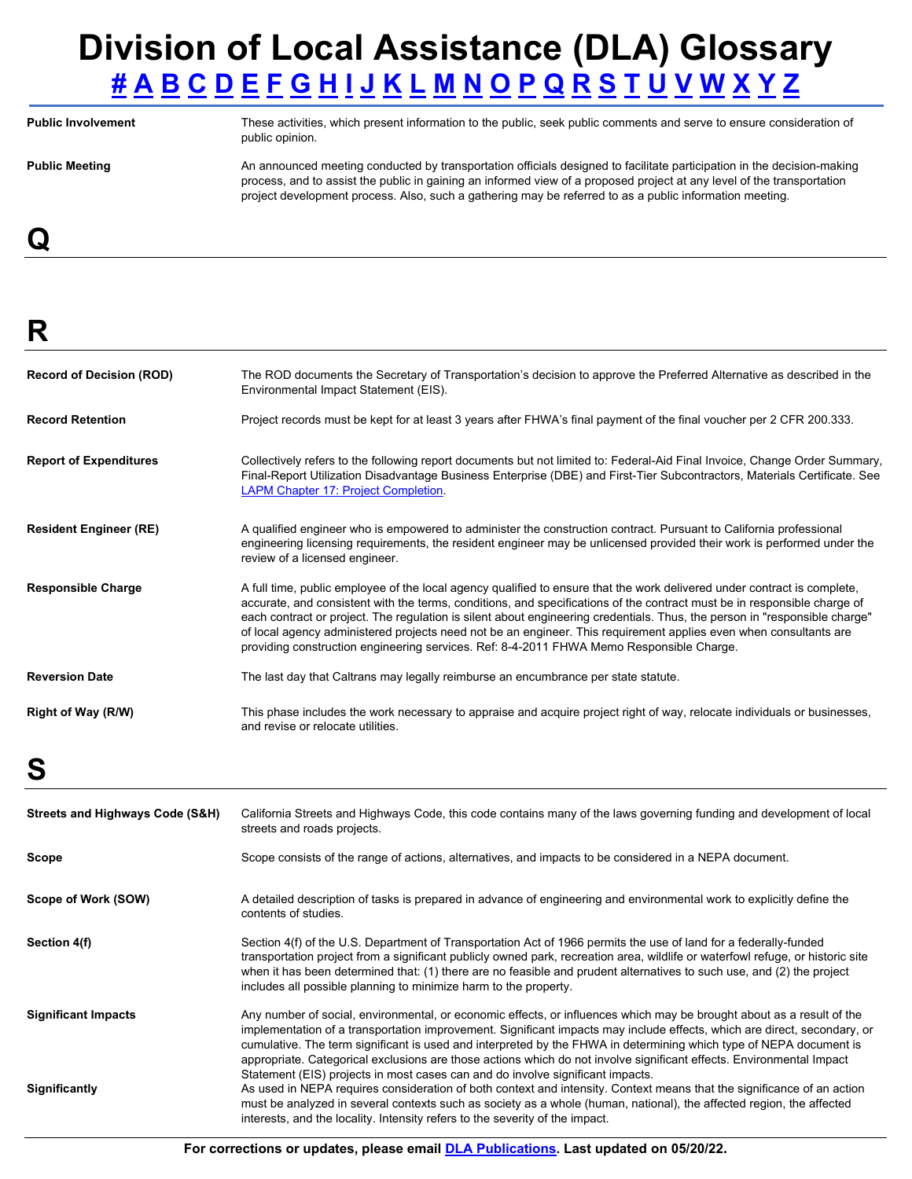# Division of Local Assistance (DLA) Glossary

[#](#) [A](#) [B](#) [C](#) [D](#) [E](#) [F](#) [G](#) [H](#) [I](#) [J](#) [K](#) [L](#) [M](#) [N](#) [O](#) [P](#) [Q](#) [R](#) [S](#) [T](#) [U](#) [V](#) [W](#) [X](#) [Y](#) [Z](#)

| | |
|---|---|
| **Public Involvement** | These activities, which present information to the public, seek public comments and serve to ensure consideration of public opinion. |
| **Public Meeting** | An announced meeting conducted by transportation officials designed to facilitate participation in the decision-making process, and to assist the public in gaining an informed view of a proposed project at any level of the transportation project development process. Also, such a gathering may be referred to as a public information meeting. |

## Q

## R

| | |
|---|---|
| **Record of Decision (ROD)** | The ROD documents the Secretary of Transportation's decision to approve the Preferred Alternative as described in the Environmental Impact Statement (EIS). |
| **Record Retention** | Project records must be kept for at least 3 years after FHWA's final payment of the final voucher per 2 CFR 200.333. |
| **Report of Expenditures** | Collectively refers to the following report documents but not limited to: Federal-Aid Final Invoice, Change Order Summary, Final-Report Utilization Disadvantage Business Enterprise (DBE) and First-Tier Subcontractors, Materials Certificate. See [LAPM Chapter 17: Project Completion](#). |
| **Resident Engineer (RE)** | A qualified engineer who is empowered to administer the construction contract. Pursuant to California professional engineering licensing requirements, the resident engineer may be unlicensed provided their work is performed under the review of a licensed engineer. |
| **Responsible Charge** | A full time, public employee of the local agency qualified to ensure that the work delivered under contract is complete, accurate, and consistent with the terms, conditions, and specifications of the contract must be in responsible charge of each contract or project. The regulation is silent about engineering credentials. Thus, the person in "responsible charge" of local agency administered projects need not be an engineer. This requirement applies even when consultants are providing construction engineering services. Ref: 8-4-2011 FHWA Memo Responsible Charge. |
| **Reversion Date** | The last day that Caltrans may legally reimburse an encumbrance per state statute. |
| **Right of Way (R/W)** | This phase includes the work necessary to appraise and acquire project right of way, relocate individuals or businesses, and revise or relocate utilities. |

## S

| | |
|---|---|
| **Streets and Highways Code (S&H)** | California Streets and Highways Code, this code contains many of the laws governing funding and development of local streets and roads projects. |
| **Scope** | Scope consists of the range of actions, alternatives, and impacts to be considered in a NEPA document. |
| **Scope of Work (SOW)** | A detailed description of tasks is prepared in advance of engineering and environmental work to explicitly define the contents of studies. |
| **Section 4(f)** | Section 4(f) of the U.S. Department of Transportation Act of 1966 permits the use of land for a federally-funded transportation project from a significant publicly owned park, recreation area, wildlife or waterfowl refuge, or historic site when it has been determined that: (1) there are no feasible and prudent alternatives to such use, and (2) the project includes all possible planning to minimize harm to the property. |
| **Significant Impacts** | Any number of social, environmental, or economic effects, or influences which may be brought about as a result of the implementation of a transportation improvement. Significant impacts may include effects, which are direct, secondary, or cumulative. The term significant is used and interpreted by the FHWA in determining which type of NEPA document is appropriate. Categorical exclusions are those actions which do not involve significant effects. Environmental Impact Statement (EIS) projects in most cases can and do involve significant impacts. |
| **Significantly** | As used in NEPA requires consideration of both context and intensity. Context means that the significance of an action must be analyzed in several contexts such as society as a whole (human, national), the affected region, the affected interests, and the locality. Intensity refers to the severity of the impact. |

**For corrections or updates, please email [DLA Publications](#). Last updated on 05/20/22.**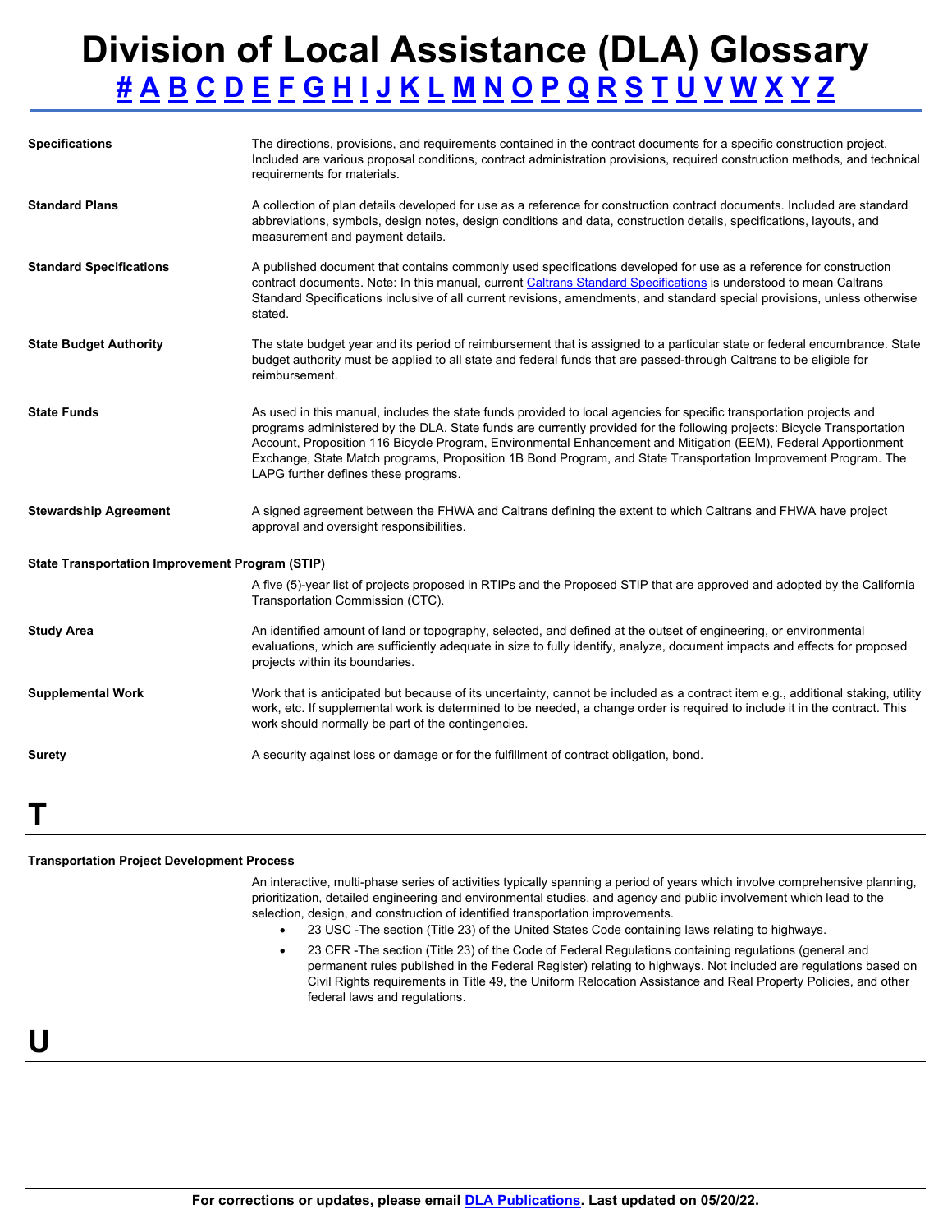# Division of Local Assistance (DLA) Glossary

**# A B C D E F G H I J K L M N O P Q R S T U V W X Y Z**

**Specifications**

The directions, provisions, and requirements contained in the contract documents for a specific construction project. Included are various proposal conditions, contract administration provisions, required construction methods, and technical requirements for materials.

**Standard Plans**

A collection of plan details developed for use as a reference for construction contract documents. Included are standard abbreviations, symbols, design notes, design conditions and data, construction details, specifications, layouts, and measurement and payment details.

**Standard Specifications**

A published document that contains commonly used specifications developed for use as a reference for construction contract documents. Note: In this manual, current Caltrans Standard Specifications is understood to mean Caltrans Standard Specifications inclusive of all current revisions, amendments, and standard special provisions, unless otherwise stated.

**State Budget Authority**

The state budget year and its period of reimbursement that is assigned to a particular state or federal encumbrance. State budget authority must be applied to all state and federal funds that are passed-through Caltrans to be eligible for reimbursement.

**State Funds**

As used in this manual, includes the state funds provided to local agencies for specific transportation projects and programs administered by the DLA. State funds are currently provided for the following projects: Bicycle Transportation Account, Proposition 116 Bicycle Program, Environmental Enhancement and Mitigation (EEM), Federal Apportionment Exchange, State Match programs, Proposition 1B Bond Program, and State Transportation Improvement Program. The LAPG further defines these programs.

**Stewardship Agreement**

A signed agreement between the FHWA and Caltrans defining the extent to which Caltrans and FHWA have project approval and oversight responsibilities.

**State Transportation Improvement Program (STIP)**

A five (5)-year list of projects proposed in RTIPs and the Proposed STIP that are approved and adopted by the California Transportation Commission (CTC).

**Study Area**

An identified amount of land or topography, selected, and defined at the outset of engineering, or environmental evaluations, which are sufficiently adequate in size to fully identify, analyze, document impacts and effects for proposed projects within its boundaries.

**Supplemental Work**

Work that is anticipated but because of its uncertainty, cannot be included as a contract item e.g., additional staking, utility work, etc. If supplemental work is determined to be needed, a change order is required to include it in the contract. This work should normally be part of the contingencies.

**Surety**

A security against loss or damage or for the fulfillment of contract obligation, bond.

## T

**Transportation Project Development Process**

An interactive, multi-phase series of activities typically spanning a period of years which involve comprehensive planning, prioritization, detailed engineering and environmental studies, and agency and public involvement which lead to the selection, design, and construction of identified transportation improvements.

- 23 USC -The section (Title 23) of the United States Code containing laws relating to highways.
- 23 CFR -The section (Title 23) of the Code of Federal Regulations containing regulations (general and permanent rules published in the Federal Register) relating to highways. Not included are regulations based on Civil Rights requirements in Title 49, the Uniform Relocation Assistance and Real Property Policies, and other federal laws and regulations.

## U

**For corrections or updates, please email DLA Publications. Last updated on 05/20/22.**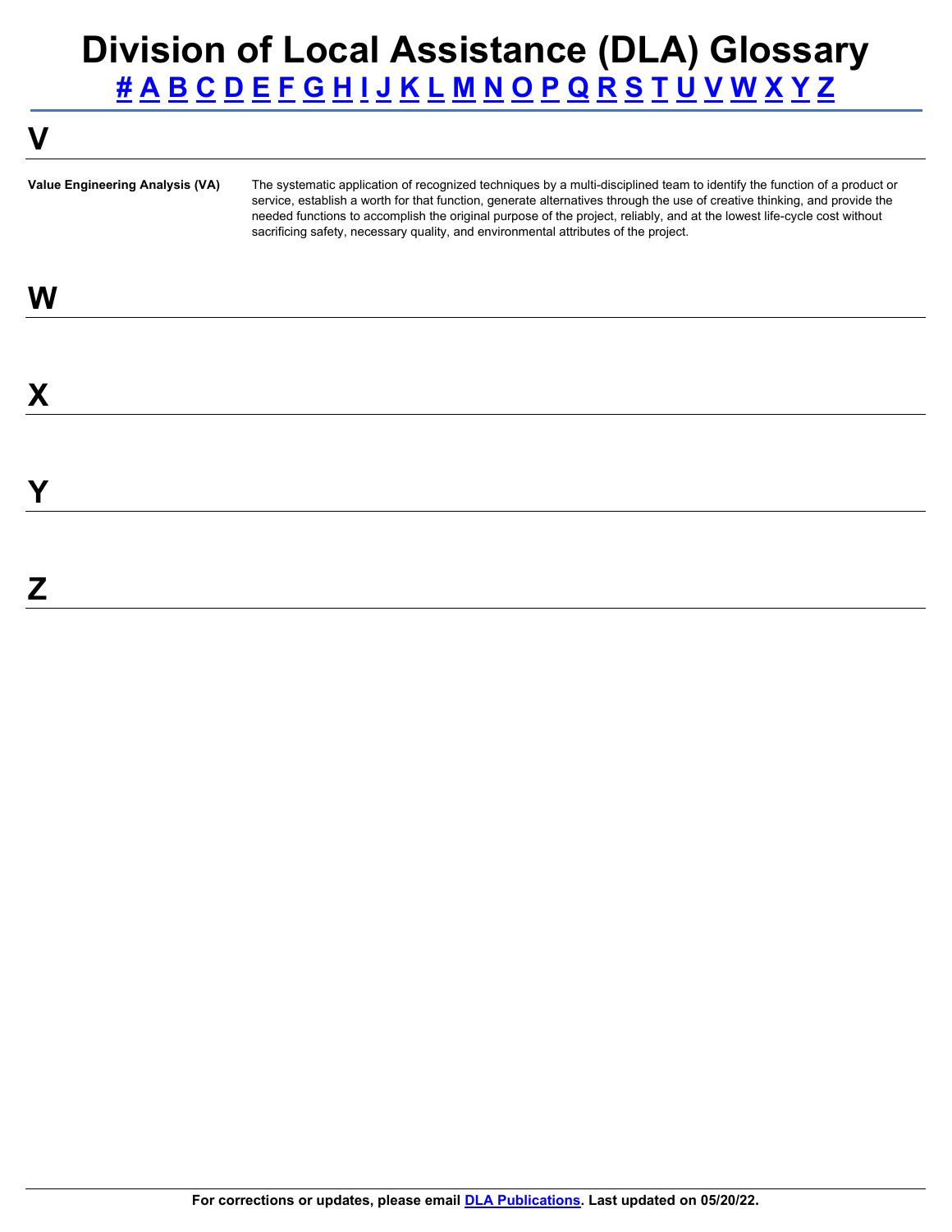# Division of Local Assistance (DLA) Glossary

# A B C D E F G H I J K L M N O P Q R S T U V W X Y Z

## V

**Value Engineering Analysis (VA)** The systematic application of recognized techniques by a multi-disciplined team to identify the function of a product or service, establish a worth for that function, generate alternatives through the use of creative thinking, and provide the needed functions to accomplish the original purpose of the project, reliably, and at the lowest life-cycle cost without sacrificing safety, necessary quality, and environmental attributes of the project.

## W

## X

## Y

## Z

**For corrections or updates, please email DLA Publications. Last updated on 05/20/22.**